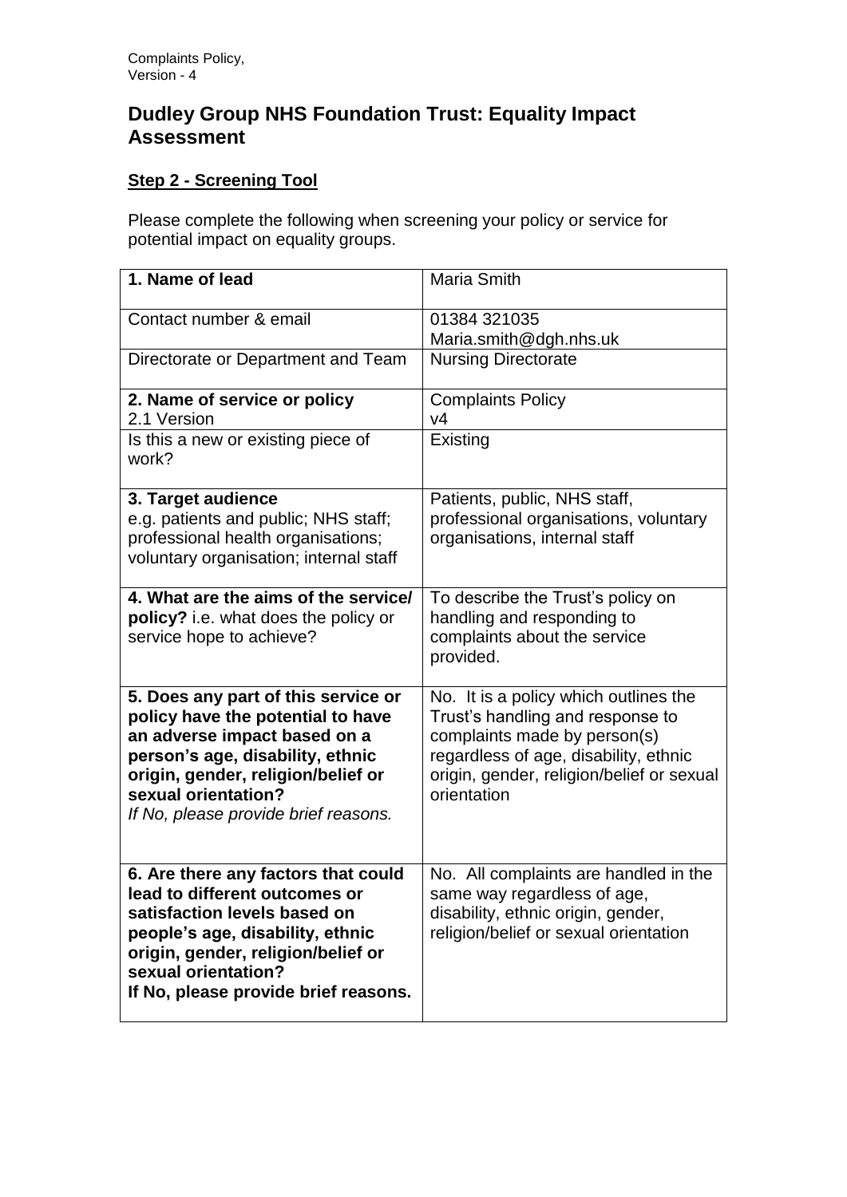# Dudley Group NHS Foundation Trust: Equality Impact Assessment

## Step 2 - Screening Tool

Please complete the following when screening your policy or service for potential impact on equality groups.

| | |
|---|---|
| **1. Name of lead** | Maria Smith |
| Contact number & email | 01384 321035<br>Maria.smith@dgh.nhs.uk |
| Directorate or Department and Team | Nursing Directorate |
| **2. Name of service or policy**<br>2.1 Version | Complaints Policy<br>v4 |
| Is this a new or existing piece of work? | Existing |
| **3. Target audience**<br>e.g. patients and public; NHS staff; professional health organisations; voluntary organisation; internal staff | Patients, public, NHS staff, professional organisations, voluntary organisations, internal staff |
| **4. What are the aims of the service/ policy?** i.e. what does the policy or service hope to achieve? | To describe the Trust's policy on handling and responding to complaints about the service provided. |
| **5. Does any part of this service or policy have the potential to have an adverse impact based on a person's age, disability, ethnic origin, gender, religion/belief or sexual orientation?**<br>*If No, please provide brief reasons.* | No. It is a policy which outlines the Trust's handling and response to complaints made by person(s) regardless of age, disability, ethnic origin, gender, religion/belief or sexual orientation |
| **6. Are there any factors that could lead to different outcomes or satisfaction levels based on people's age, disability, ethnic origin, gender, religion/belief or sexual orientation?**<br>**If No, please provide brief reasons.** | No. All complaints are handled in the same way regardless of age, disability, ethnic origin, gender, religion/belief or sexual orientation |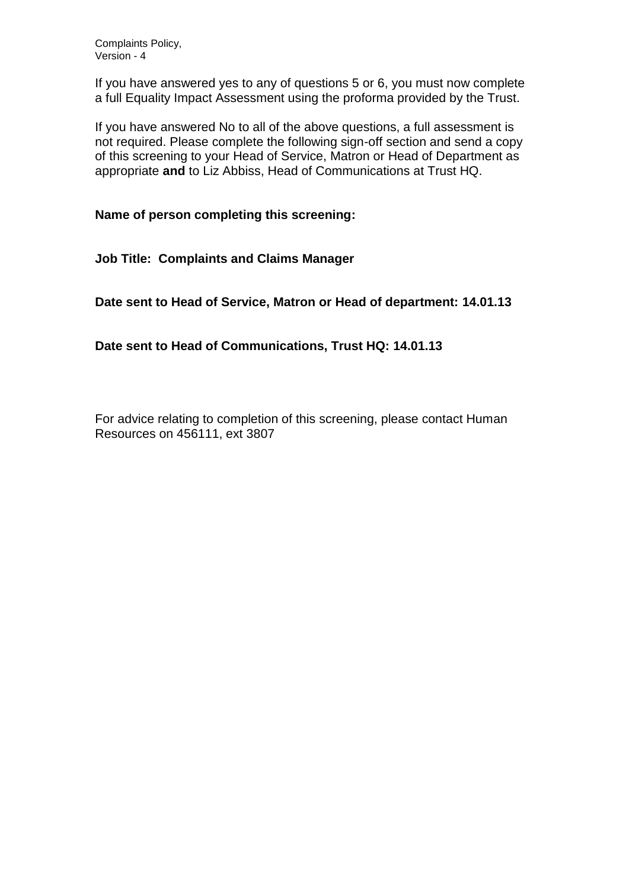If you have answered yes to any of questions 5 or 6, you must now complete a full Equality Impact Assessment using the proforma provided by the Trust.

If you have answered No to all of the above questions, a full assessment is not required. Please complete the following sign-off section and send a copy of this screening to your Head of Service, Matron or Head of Department as appropriate **and** to Liz Abbiss, Head of Communications at Trust HQ.

**Name of person completing this screening:**

**Job Title: Complaints and Claims Manager**

**Date sent to Head of Service, Matron or Head of department: 14.01.13**

**Date sent to Head of Communications, Trust HQ: 14.01.13**

For advice relating to completion of this screening, please contact Human Resources on 456111, ext 3807